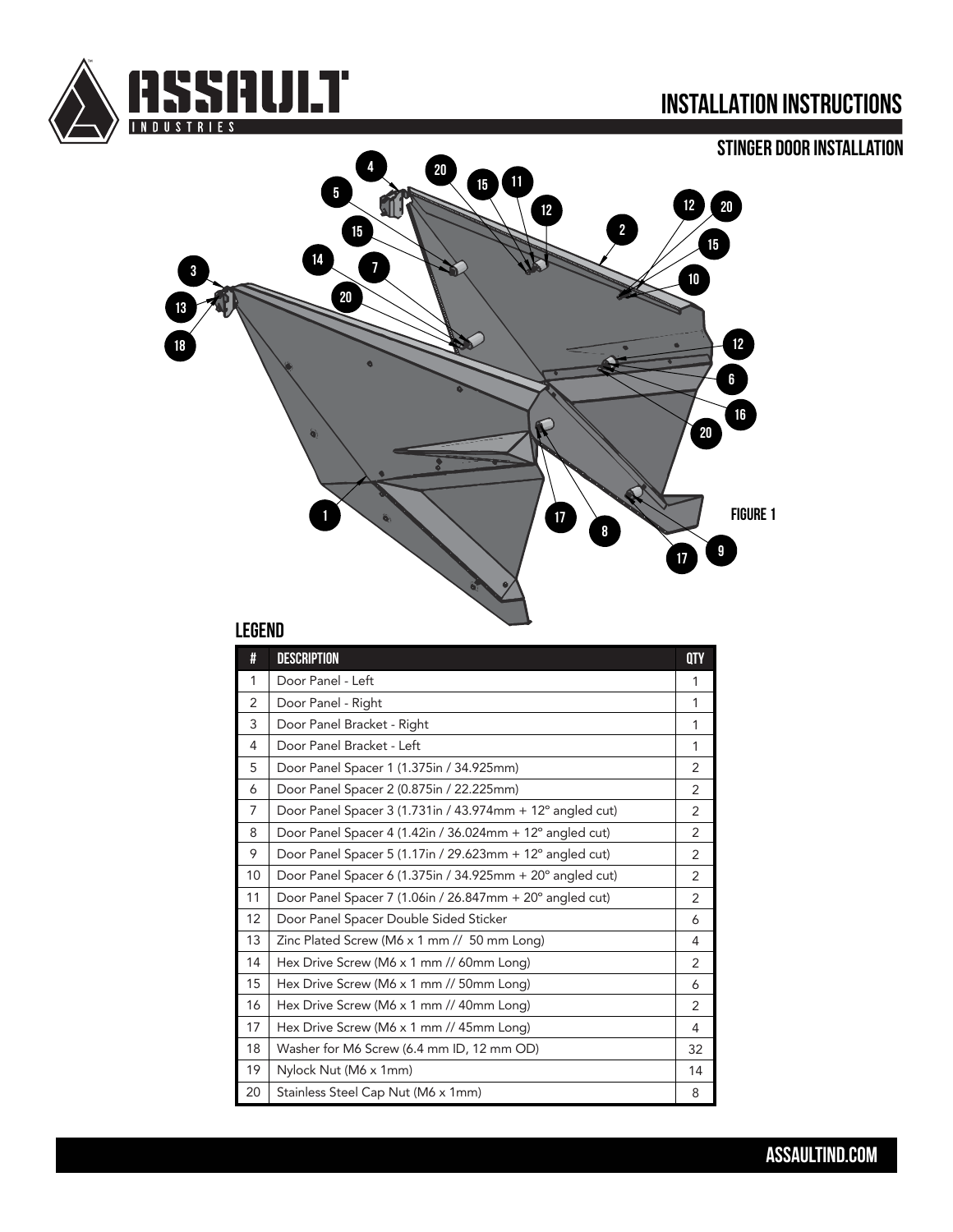# INSTALLATION INSTRUCTIONS

## STINGER DOOR INSTALLATION

FIGURE 1

## LEGEND

| # | DESCRIPTION | QTY |
|---|---|---|
| 1 | Door Panel - Left | 1 |
| 2 | Door Panel - Right | 1 |
| 3 | Door Panel Bracket - Right | 1 |
| 4 | Door Panel Bracket - Left | 1 |
| 5 | Door Panel Spacer 1 (1.375in / 34.925mm) | 2 |
| 6 | Door Panel Spacer 2 (0.875in / 22.225mm) | 2 |
| 7 | Door Panel Spacer 3 (1.731in / 43.974mm + 12° angled cut) | 2 |
| 8 | Door Panel Spacer 4 (1.42in / 36.024mm + 12° angled cut) | 2 |
| 9 | Door Panel Spacer 5 (1.17in / 29.623mm + 12° angled cut) | 2 |
| 10 | Door Panel Spacer 6 (1.375in / 34.925mm + 20° angled cut) | 2 |
| 11 | Door Panel Spacer 7 (1.06in / 26.847mm + 20° angled cut) | 2 |
| 12 | Door Panel Spacer Double Sided Sticker | 6 |
| 13 | Zinc Plated Screw (M6 x 1 mm // 50 mm Long) | 4 |
| 14 | Hex Drive Screw (M6 x 1 mm // 60mm Long) | 2 |
| 15 | Hex Drive Screw (M6 x 1 mm // 50mm Long) | 6 |
| 16 | Hex Drive Screw (M6 x 1 mm // 40mm Long) | 2 |
| 17 | Hex Drive Screw (M6 x 1 mm // 45mm Long) | 4 |
| 18 | Washer for M6 Screw (6.4 mm ID, 12 mm OD) | 32 |
| 19 | Nylock Nut (M6 x 1mm) | 14 |
| 20 | Stainless Steel Cap Nut (M6 x 1mm) | 8 |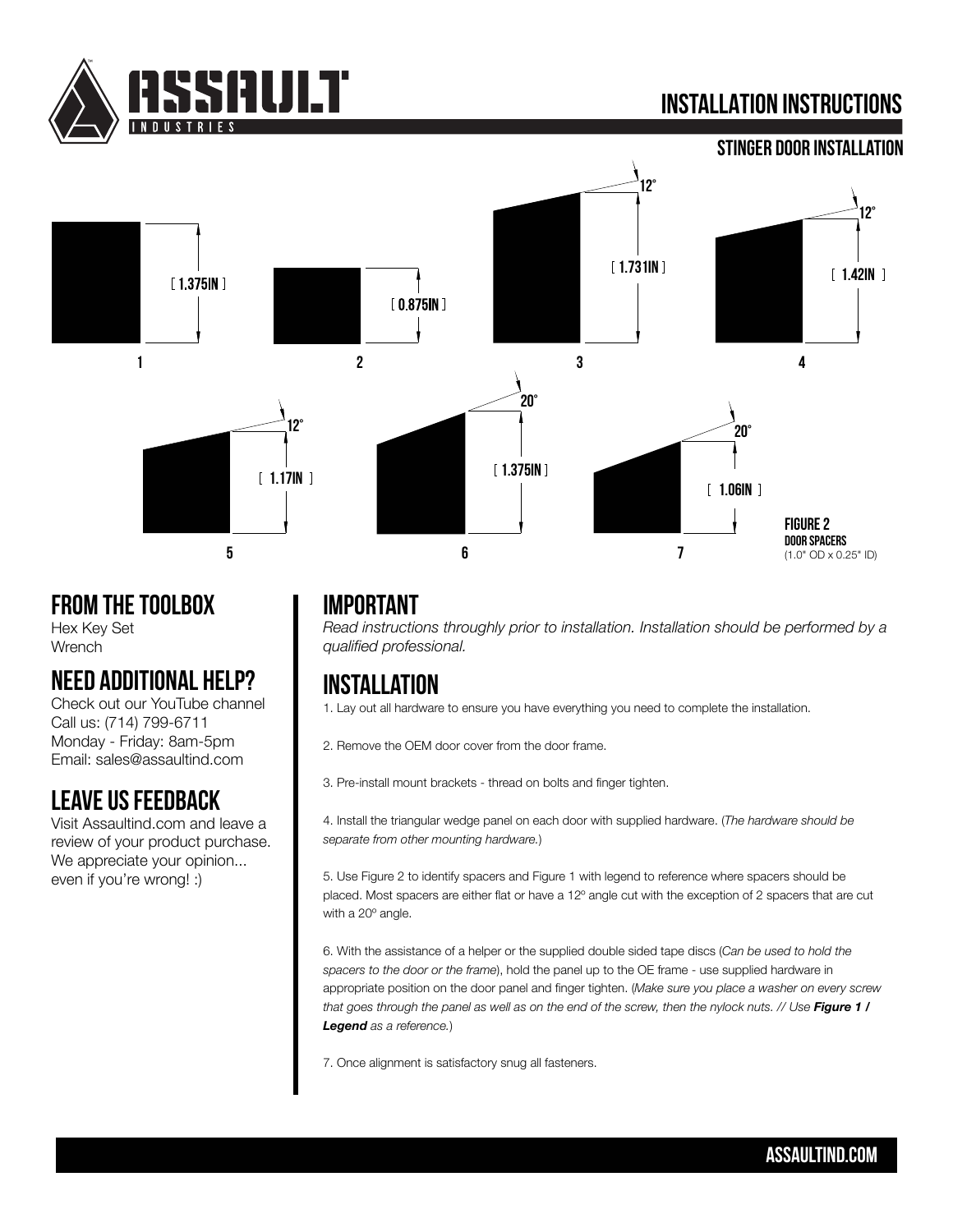# ASSAULT INDUSTRIES

## INSTALLATION INSTRUCTIONS

### STINGER DOOR INSTALLATION

[ 1.375IN ]
1

[ 0.875IN ]
2

12°
[ 1.731IN ]
3

12°
[ 1.42IN ]
4

12°
[ 1.17IN ]
5

20°
[ 1.375IN ]
6

20°
[ 1.06IN ]
7

**FIGURE 2**
**DOOR SPACERS**
(1.0" OD x 0.25" ID)

## FROM THE TOOLBOX

Hex Key Set
Wrench

## NEED ADDITIONAL HELP?

Check out our YouTube channel
Call us: (714) 799-6711
Monday - Friday: 8am-5pm
Email: sales@assaultind.com

## LEAVE US FEEDBACK

Visit Assaultind.com and leave a review of your product purchase. We appreciate your opinion... even if you're wrong! :)

## IMPORTANT

*Read instructions throughly prior to installation. Installation should be performed by a qualified professional.*

## INSTALLATION

1. Lay out all hardware to ensure you have everything you need to complete the installation.

2. Remove the OEM door cover from the door frame.

3. Pre-install mount brackets - thread on bolts and finger tighten.

4. Install the triangular wedge panel on each door with supplied hardware. (*The hardware should be separate from other mounting hardware.*)

5. Use Figure 2 to identify spacers and Figure 1 with legend to reference where spacers should be placed. Most spacers are either flat or have a 12º angle cut with the exception of 2 spacers that are cut with a 20º angle.

6. With the assistance of a helper or the supplied double sided tape discs (*Can be used to hold the spacers to the door or the frame*), hold the panel up to the OE frame - use supplied hardware in appropriate position on the door panel and finger tighten. (*Make sure you place a washer on every screw that goes through the panel as well as on the end of the screw, then the nylock nuts. // Use **Figure 1 / Legend** as a reference.*)

7. Once alignment is satisfactory snug all fasteners.

ASSAULTIND.COM